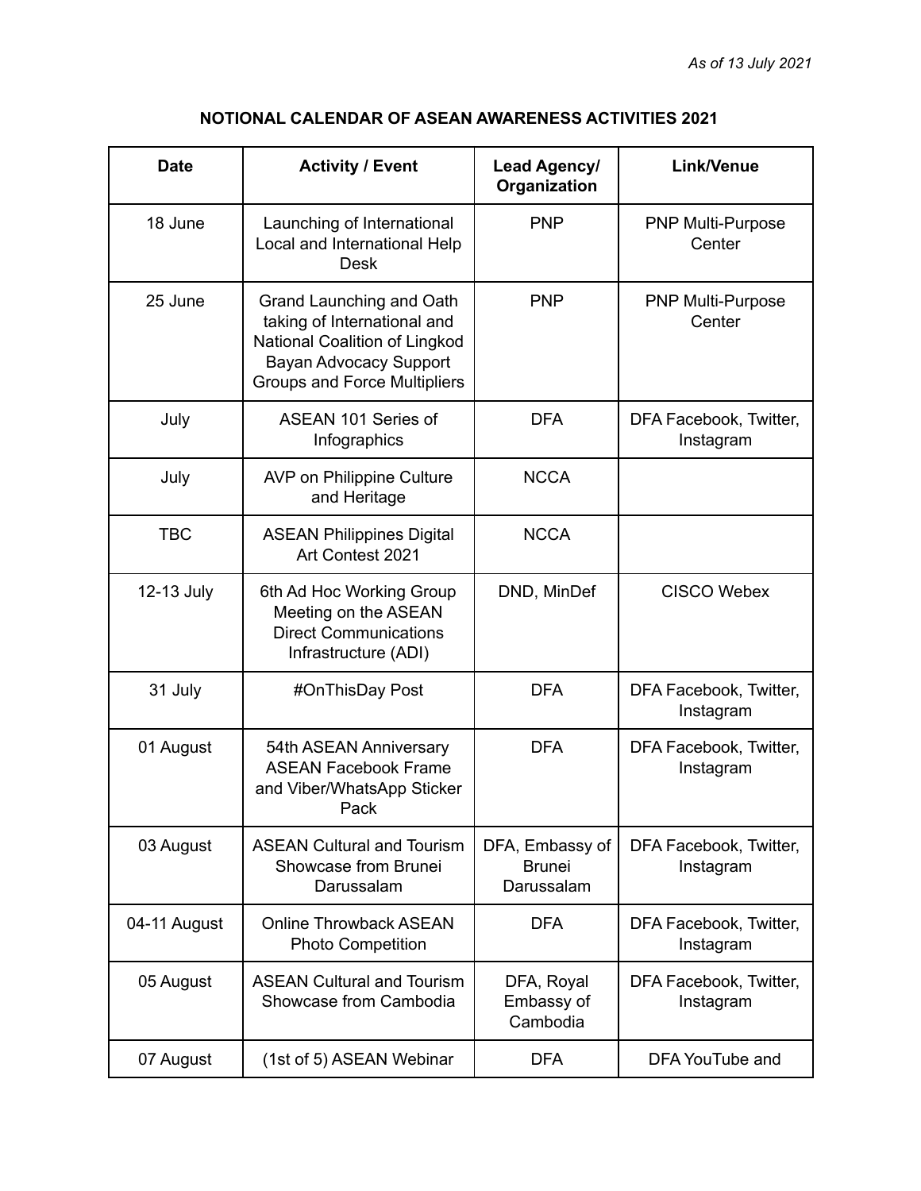*As of 13 July 2021*

**NOTIONAL CALENDAR OF ASEAN AWARENESS ACTIVITIES 2021**

| Date | Activity / Event | Lead Agency/ Organization | Link/Venue |
|---|---|---|---|
| 18 June | Launching of International Local and International Help Desk | PNP | PNP Multi-Purpose Center |
| 25 June | Grand Launching and Oath taking of International and National Coalition of Lingkod Bayan Advocacy Support Groups and Force Multipliers | PNP | PNP Multi-Purpose Center |
| July | ASEAN 101 Series of Infographics | DFA | DFA Facebook, Twitter, Instagram |
| July | AVP on Philippine Culture and Heritage | NCCA | |
| TBC | ASEAN Philippines Digital Art Contest 2021 | NCCA | |
| 12-13 July | 6th Ad Hoc Working Group Meeting on the ASEAN Direct Communications Infrastructure (ADI) | DND, MinDef | CISCO Webex |
| 31 July | #OnThisDay Post | DFA | DFA Facebook, Twitter, Instagram |
| 01 August | 54th ASEAN Anniversary ASEAN Facebook Frame and Viber/WhatsApp Sticker Pack | DFA | DFA Facebook, Twitter, Instagram |
| 03 August | ASEAN Cultural and Tourism Showcase from Brunei Darussalam | DFA, Embassy of Brunei Darussalam | DFA Facebook, Twitter, Instagram |
| 04-11 August | Online Throwback ASEAN Photo Competition | DFA | DFA Facebook, Twitter, Instagram |
| 05 August | ASEAN Cultural and Tourism Showcase from Cambodia | DFA, Royal Embassy of Cambodia | DFA Facebook, Twitter, Instagram |
| 07 August | (1st of 5) ASEAN Webinar | DFA | DFA YouTube and |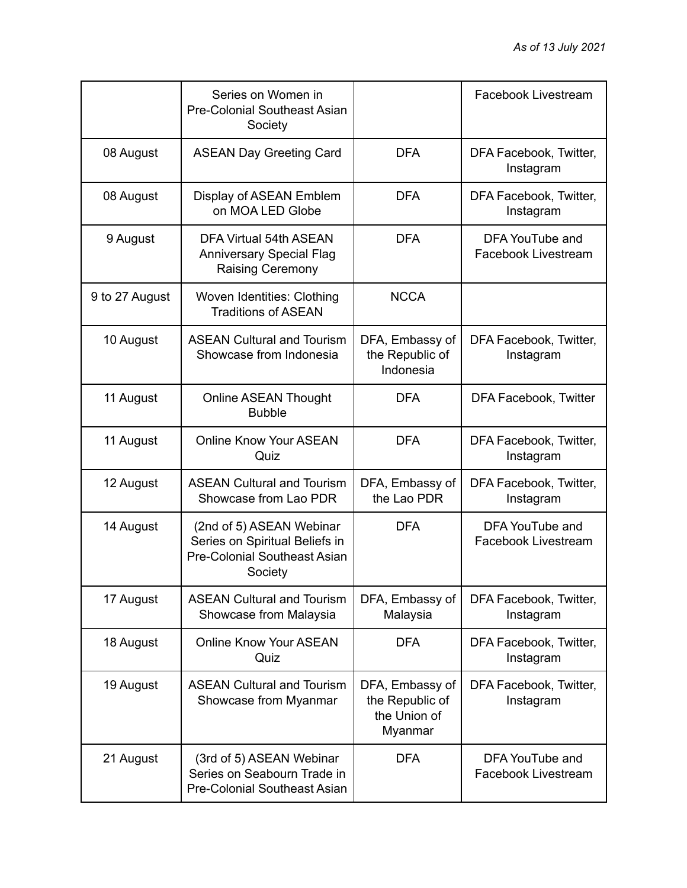*As of 13 July 2021*

| | | | |
|---|---|---|---|
| | Series on Women in Pre-Colonial Southeast Asian Society | | Facebook Livestream |
| 08 August | ASEAN Day Greeting Card | DFA | DFA Facebook, Twitter, Instagram |
| 08 August | Display of ASEAN Emblem on MOA LED Globe | DFA | DFA Facebook, Twitter, Instagram |
| 9 August | DFA Virtual 54th ASEAN Anniversary Special Flag Raising Ceremony | DFA | DFA YouTube and Facebook Livestream |
| 9 to 27 August | Woven Identities: Clothing Traditions of ASEAN | NCCA | |
| 10 August | ASEAN Cultural and Tourism Showcase from Indonesia | DFA, Embassy of the Republic of Indonesia | DFA Facebook, Twitter, Instagram |
| 11 August | Online ASEAN Thought Bubble | DFA | DFA Facebook, Twitter |
| 11 August | Online Know Your ASEAN Quiz | DFA | DFA Facebook, Twitter, Instagram |
| 12 August | ASEAN Cultural and Tourism Showcase from Lao PDR | DFA, Embassy of the Lao PDR | DFA Facebook, Twitter, Instagram |
| 14 August | (2nd of 5) ASEAN Webinar Series on Spiritual Beliefs in Pre-Colonial Southeast Asian Society | DFA | DFA YouTube and Facebook Livestream |
| 17 August | ASEAN Cultural and Tourism Showcase from Malaysia | DFA, Embassy of Malaysia | DFA Facebook, Twitter, Instagram |
| 18 August | Online Know Your ASEAN Quiz | DFA | DFA Facebook, Twitter, Instagram |
| 19 August | ASEAN Cultural and Tourism Showcase from Myanmar | DFA, Embassy of the Republic of the Union of Myanmar | DFA Facebook, Twitter, Instagram |
| 21 August | (3rd of 5) ASEAN Webinar Series on Seabourn Trade in Pre-Colonial Southeast Asian | DFA | DFA YouTube and Facebook Livestream |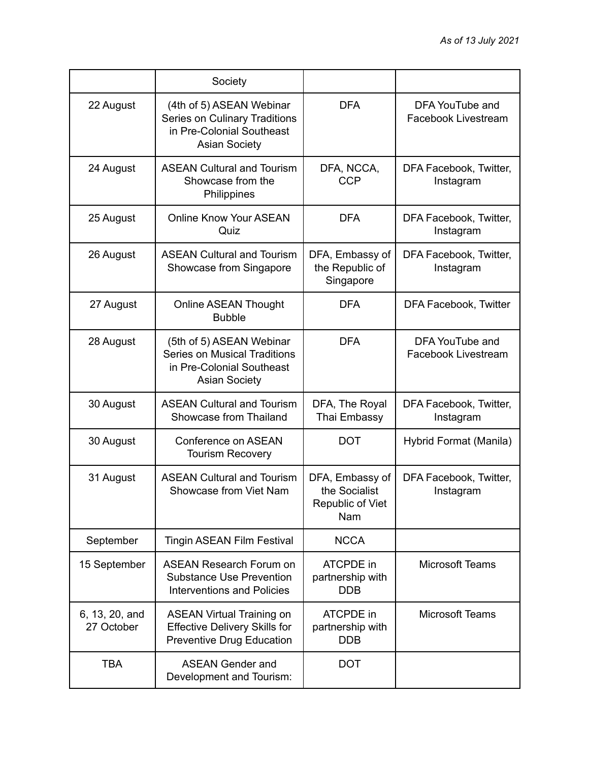| | Society | | |
|---|---|---|---|
| 22 August | (4th of 5) ASEAN Webinar Series on Culinary Traditions in Pre-Colonial Southeast Asian Society | DFA | DFA YouTube and Facebook Livestream |
| 24 August | ASEAN Cultural and Tourism Showcase from the Philippines | DFA, NCCA, CCP | DFA Facebook, Twitter, Instagram |
| 25 August | Online Know Your ASEAN Quiz | DFA | DFA Facebook, Twitter, Instagram |
| 26 August | ASEAN Cultural and Tourism Showcase from Singapore | DFA, Embassy of the Republic of Singapore | DFA Facebook, Twitter, Instagram |
| 27 August | Online ASEAN Thought Bubble | DFA | DFA Facebook, Twitter |
| 28 August | (5th of 5) ASEAN Webinar Series on Musical Traditions in Pre-Colonial Southeast Asian Society | DFA | DFA YouTube and Facebook Livestream |
| 30 August | ASEAN Cultural and Tourism Showcase from Thailand | DFA, The Royal Thai Embassy | DFA Facebook, Twitter, Instagram |
| 30 August | Conference on ASEAN Tourism Recovery | DOT | Hybrid Format (Manila) |
| 31 August | ASEAN Cultural and Tourism Showcase from Viet Nam | DFA, Embassy of the Socialist Republic of Viet Nam | DFA Facebook, Twitter, Instagram |
| September | Tingin ASEAN Film Festival | NCCA | |
| 15 September | ASEAN Research Forum on Substance Use Prevention Interventions and Policies | ATCPDE in partnership with DDB | Microsoft Teams |
| 6, 13, 20, and 27 October | ASEAN Virtual Training on Effective Delivery Skills for Preventive Drug Education | ATCPDE in partnership with DDB | Microsoft Teams |
| TBA | ASEAN Gender and Development and Tourism: | DOT | |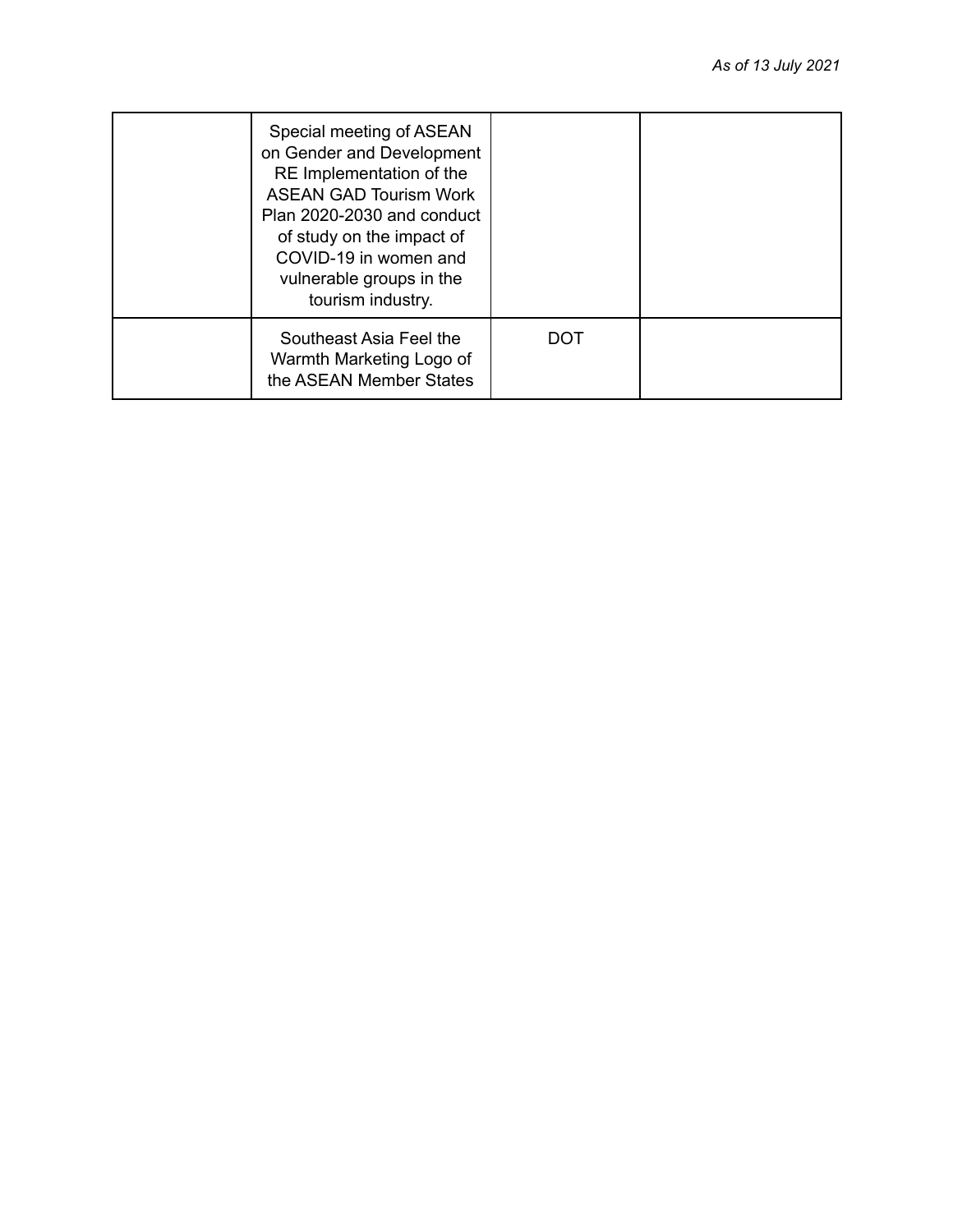| | | | |
|---|---|---|---|
| | Special meeting of ASEAN on Gender and Development RE Implementation of the ASEAN GAD Tourism Work Plan 2020-2030 and conduct of study on the impact of COVID-19 in women and vulnerable groups in the tourism industry. | | |
| | Southeast Asia Feel the Warmth Marketing Logo of the ASEAN Member States | DOT | |